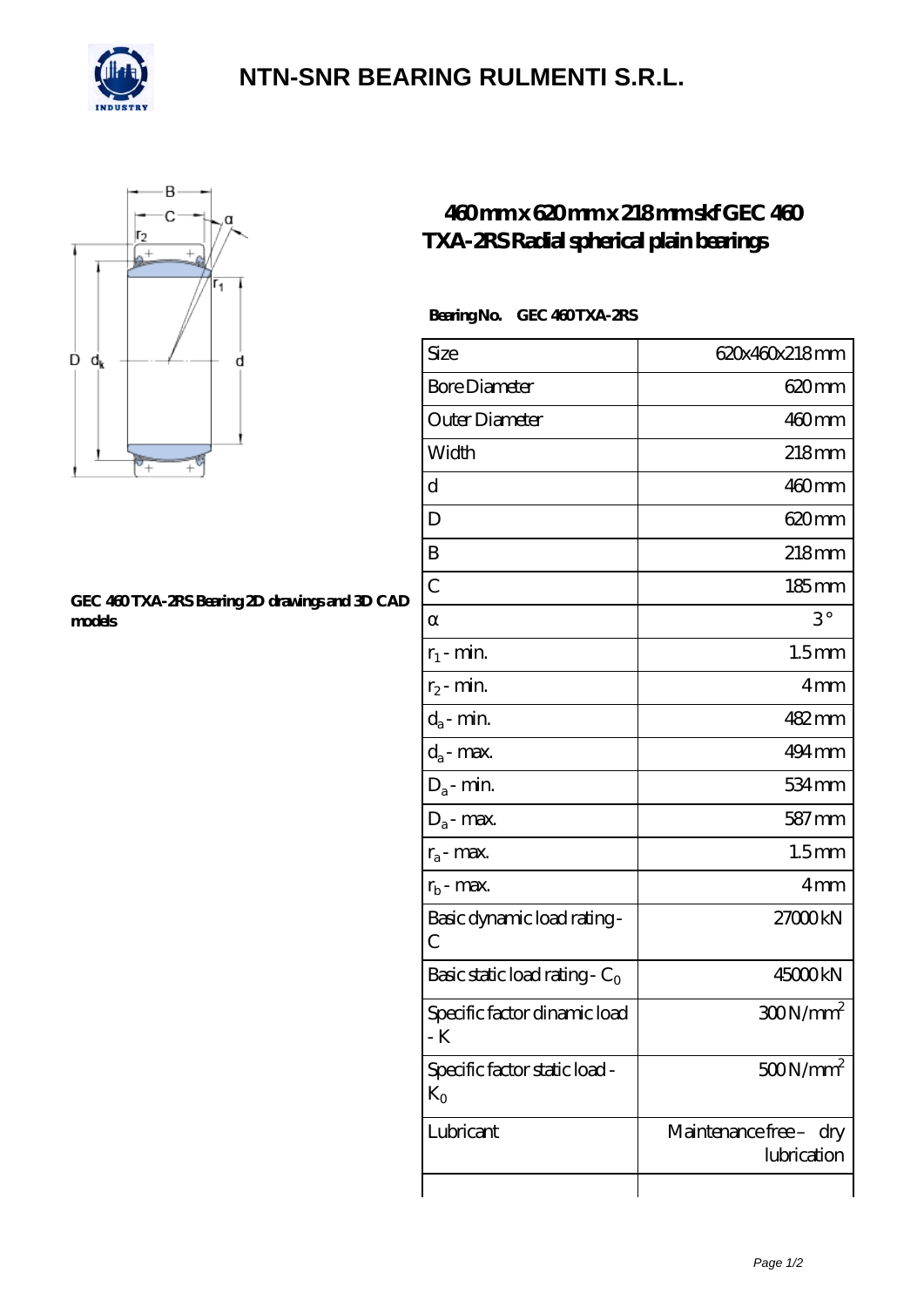# NTN-SNR BEARING RULMENTI S.R.L.

## 460mm x 620mm x 218mm skf GEC 460 TXA-2RS Radial spherical plain bearings

GEC 460 TXA-2RS Bearing 2D drawings and 3D CAD models

**Bearing No.** GEC 460 TXA-2RS

| Size | 620x460x218 mm |
|---|---|
| Bore Diameter | 620 mm |
| Outer Diameter | 460 mm |
| Width | 218 mm |
| d | 460 mm |
| D | 620 mm |
| B | 218 mm |
| C | 185 mm |
| α | 3 ° |
| $r_1$ - min. | 1.5 mm |
| $r_2$ - min. | 4 mm |
| $d_a$ - min. | 482 mm |
| $d_a$ - max. | 494 mm |
| $D_a$ - min. | 534 mm |
| $D_a$ - max. | 587 mm |
| $r_a$ - max. | 1.5 mm |
| $r_b$ - max. | 4 mm |
| Basic dynamic load rating - C | 27000 kN |
| Basic static load rating - $C_0$ | 45000 kN |
| Specific factor dinamic load - K | 300 N/mm$^2$ |
| Specific factor static load - $K_0$ | 500 N/mm$^2$ |
| Lubricant | Maintenance free – dry lubrication |
| | |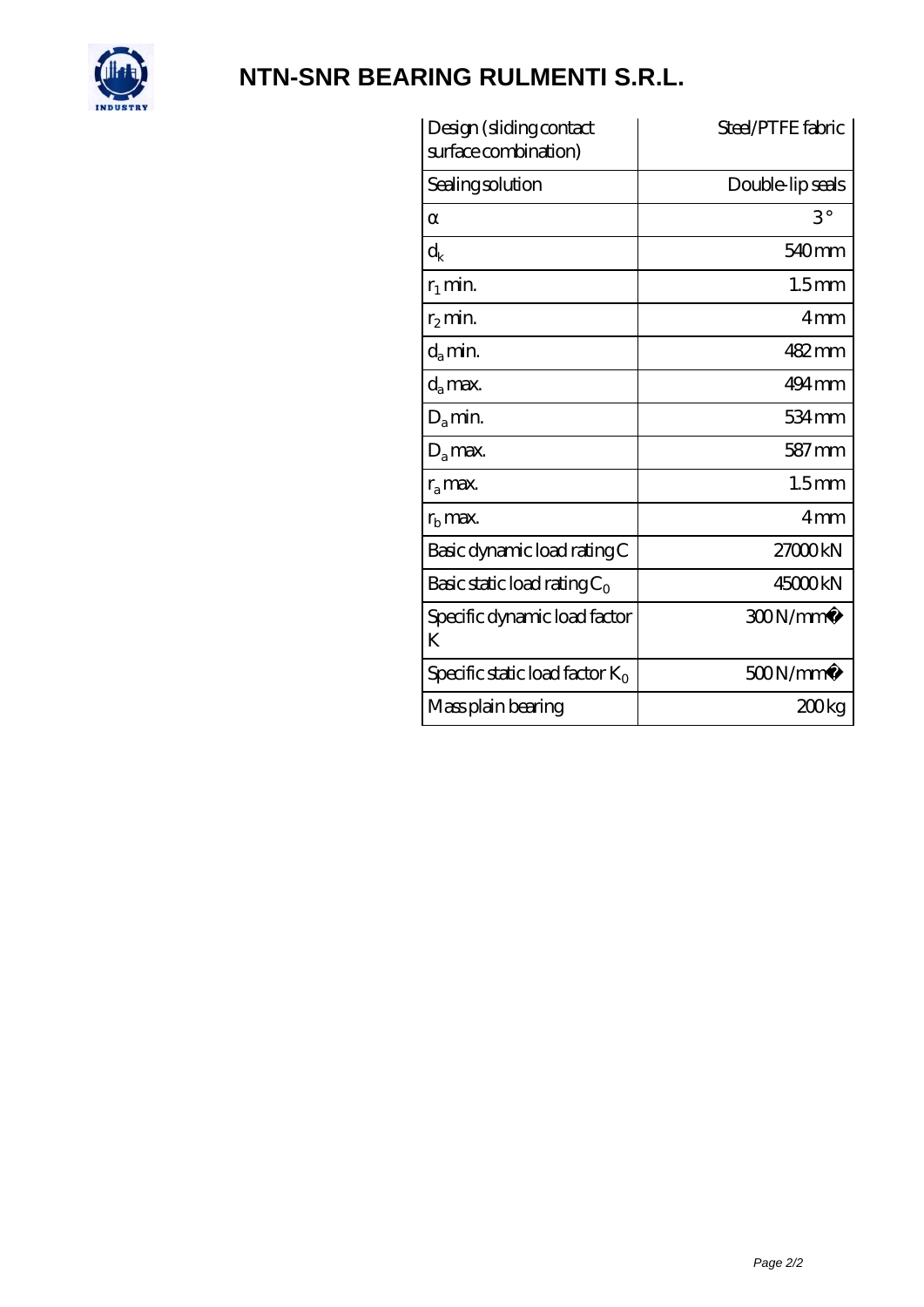# NTN-SNR BEARING RULMENTI S.R.L.

| | |
|---|---|
| Design (sliding contact surface combination) | Steel/PTFE fabric |
| Sealing solution | Double-lip seals |
| α | 3 ° |
| $d_k$ | 540 mm |
| $r_1$ min. | 1.5 mm |
| $r_2$ min. | 4 mm |
| $d_a$ min. | 482 mm |
| $d_a$ max. | 494 mm |
| $D_a$ min. | 534 mm |
| $D_a$ max. | 587 mm |
| $r_a$ max. | 1.5 mm |
| $r_b$ max. | 4 mm |
| Basic dynamic load rating C | 27000 kN |
| Basic static load rating $C_0$ | 45000 kN |
| Specific dynamic load factor K | 300 N/mm² |
| Specific static load factor $K_0$ | 500 N/mm² |
| Mass plain bearing | 200 kg |